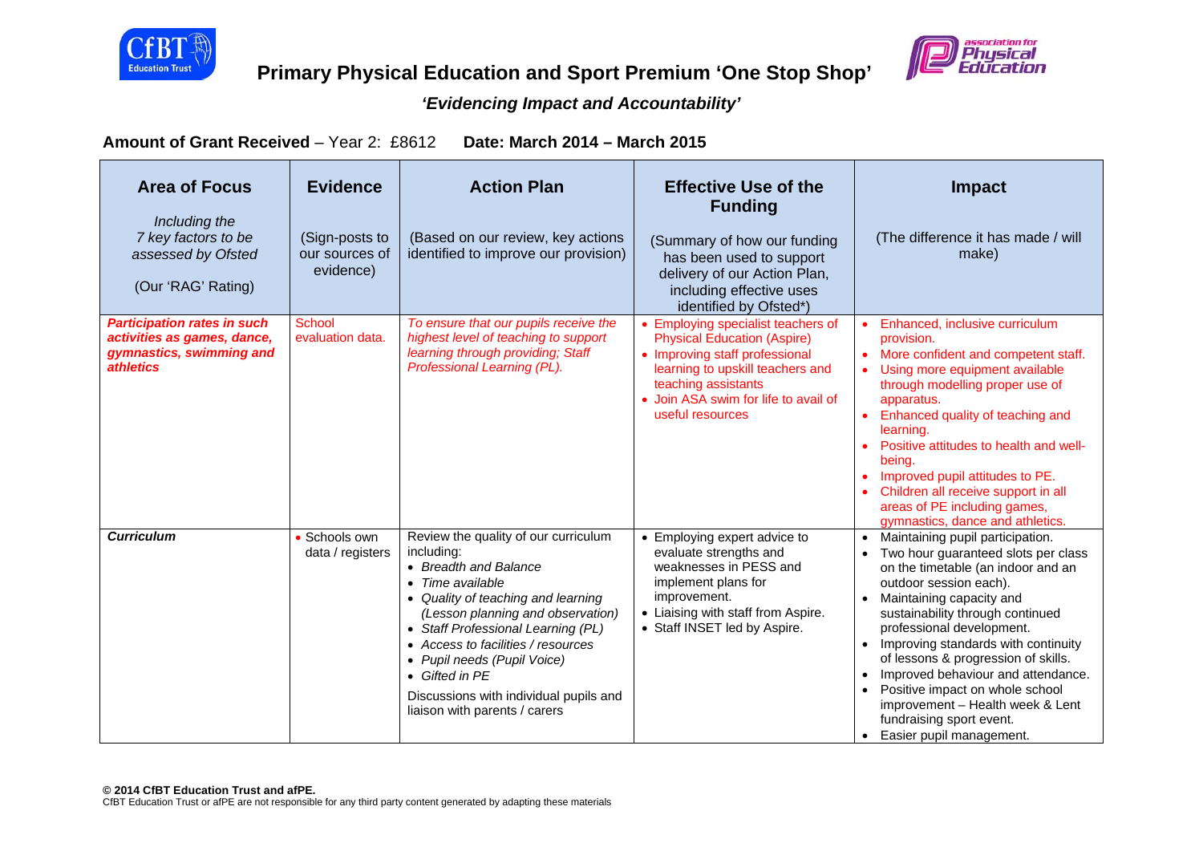# Primary Physical Education and Sport Premium 'One Stop Shop'

## *'Evidencing Impact and Accountability'*

**Amount of Grant Received** – Year 2: £8612 **Date: March 2014 – March 2015**

| **Area of Focus**<br>*Including the 7 key factors to be assessed by Ofsted*<br>(Our 'RAG' Rating) | **Evidence**<br>(Sign-posts to our sources of evidence) | **Action Plan**<br>(Based on our review, key actions identified to improve our provision) | **Effective Use of the Funding**<br>(Summary of how our funding has been used to support delivery of our Action Plan, including effective uses identified by Ofsted*) | **Impact**<br>(The difference it has made / will make) |
|---|---|---|---|---|
| ***Participation rates in such activities as games, dance, gymnastics, swimming and athletics*** | School evaluation data. | *To ensure that our pupils receive the highest level of teaching to support learning through providing; Staff Professional Learning (PL).* | • Employing specialist teachers of Physical Education (Aspire)<br>• Improving staff professional learning to upskill teachers and teaching assistants<br>• Join ASA swim for life to avail of useful resources | • Enhanced, inclusive curriculum provision.<br>• More confident and competent staff.<br>• Using more equipment available through modelling proper use of apparatus.<br>• Enhanced quality of teaching and learning.<br>• Positive attitudes to health and well-being.<br>• Improved pupil attitudes to PE.<br>• Children all receive support in all areas of PE including games, gymnastics, dance and athletics. |
| ***Curriculum*** | • Schools own data / registers | Review the quality of our curriculum including:<br>• *Breadth and Balance*<br>• *Time available*<br>• *Quality of teaching and learning (Lesson planning and observation)*<br>• *Staff Professional Learning (PL)*<br>• *Access to facilities / resources*<br>• *Pupil needs (Pupil Voice)*<br>• *Gifted in PE*<br>Discussions with individual pupils and liaison with parents / carers | • Employing expert advice to evaluate strengths and weaknesses in PESS and implement plans for improvement.<br>• Liaising with staff from Aspire.<br>• Staff INSET led by Aspire. | • Maintaining pupil participation.<br>• Two hour guaranteed slots per class on the timetable (an indoor and an outdoor session each).<br>• Maintaining capacity and sustainability through continued professional development.<br>• Improving standards with continuity of lessons & progression of skills.<br>• Improved behaviour and attendance.<br>• Positive impact on whole school improvement – Health week & Lent fundraising sport event.<br>• Easier pupil management. |

**© 2014 CfBT Education Trust and afPE.**
CfBT Education Trust or afPE are not responsible for any third party content generated by adapting these materials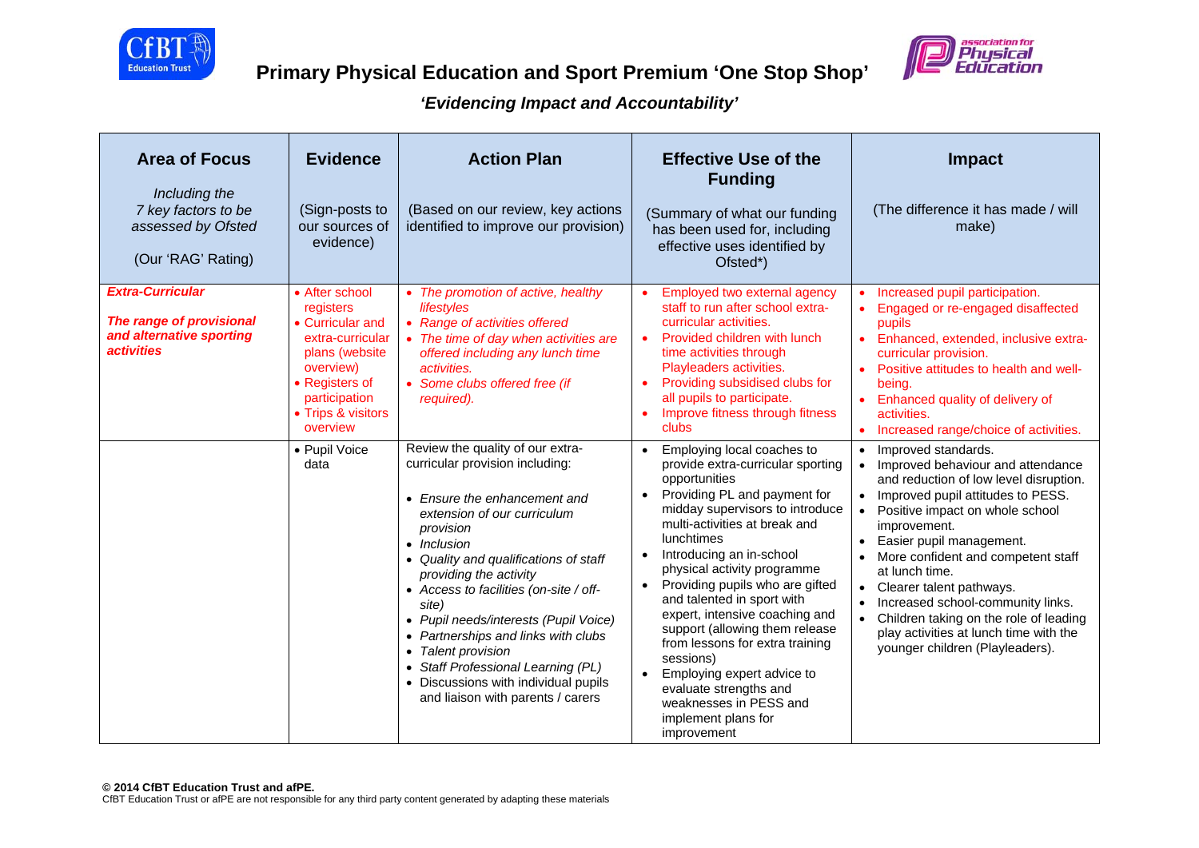# Primary Physical Education and Sport Premium 'One Stop Shop'

## *'Evidencing Impact and Accountability'*

| **Area of Focus**<br>*Including the 7 key factors to be assessed by Ofsted*<br>(Our 'RAG' Rating) | **Evidence**<br>(Sign-posts to our sources of evidence) | **Action Plan**<br>(Based on our review, key actions identified to improve our provision) | **Effective Use of the Funding**<br>(Summary of what our funding has been used for, including effective uses identified by Ofsted*) | **Impact**<br>(The difference it has made / will make) |
|---|---|---|---|---|
| ***Extra-Curricular***<br>***The range of provisional and alternative sporting activities*** | • After school registers<br>• Curricular and extra-curricular plans (website overview)<br>• Registers of participation<br>• Trips & visitors overview | • *The promotion of active, healthy lifestyles*<br>• *Range of activities offered*<br>• *The time of day when activities are offered including any lunch time activities.*<br>• *Some clubs offered free (if required).* | • Employed two external agency staff to run after school extra-curricular activities.<br>• Provided children with lunch time activities through Playleaders activities.<br>• Providing subsidised clubs for all pupils to participate.<br>• Improve fitness through fitness clubs | • Increased pupil participation.<br>• Engaged or re-engaged disaffected pupils<br>• Enhanced, extended, inclusive extra-curricular provision.<br>• Positive attitudes to health and well-being.<br>• Enhanced quality of delivery of activities.<br>• Increased range/choice of activities. |
| | • Pupil Voice data | Review the quality of our extra-curricular provision including:<br>• *Ensure the enhancement and extension of our curriculum provision*<br>• *Inclusion*<br>• *Quality and qualifications of staff providing the activity*<br>• *Access to facilities (on-site / off-site)*<br>• *Pupil needs/interests (Pupil Voice)*<br>• *Partnerships and links with clubs*<br>• *Talent provision*<br>• *Staff Professional Learning (PL)*<br>• Discussions with individual pupils and liaison with parents / carers | • Employing local coaches to provide extra-curricular sporting opportunities<br>• Providing PL and payment for midday supervisors to introduce multi-activities at break and lunchtimes<br>• Introducing an in-school physical activity programme<br>• Providing pupils who are gifted and talented in sport with expert, intensive coaching and support (allowing them release from lessons for extra training sessions)<br>• Employing expert advice to evaluate strengths and weaknesses in PESS and implement plans for improvement | • Improved standards.<br>• Improved behaviour and attendance and reduction of low level disruption.<br>• Improved pupil attitudes to PESS.<br>• Positive impact on whole school improvement.<br>• Easier pupil management.<br>• More confident and competent staff at lunch time.<br>• Clearer talent pathways.<br>• Increased school-community links.<br>• Children taking on the role of leading play activities at lunch time with the younger children (Playleaders). |

**© 2014 CfBT Education Trust and afPE.**
CfBT Education Trust or afPE are not responsible for any third party content generated by adapting these materials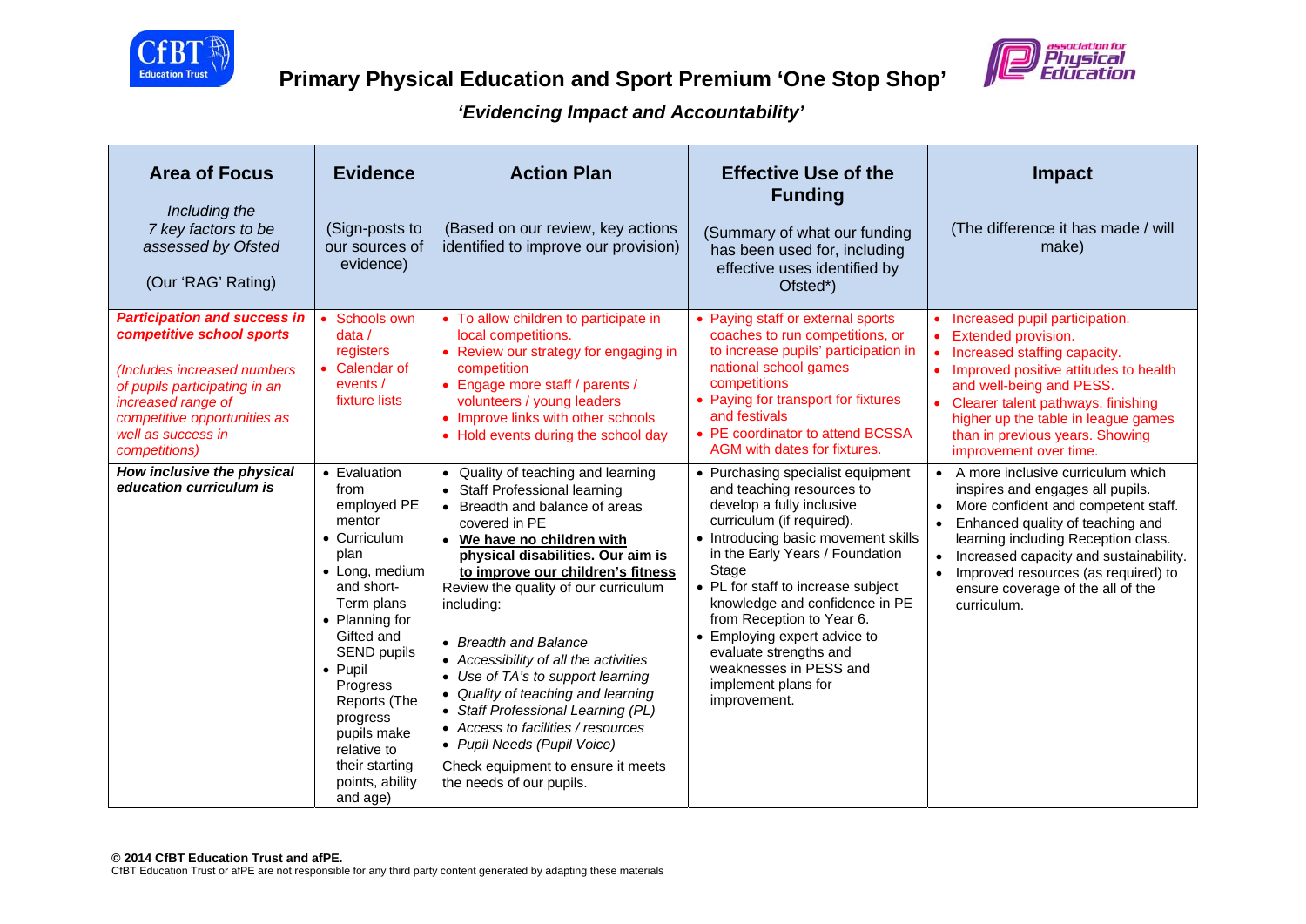# Primary Physical Education and Sport Premium 'One Stop Shop'

## *'Evidencing Impact and Accountability'*

| **Area of Focus**<br><br>*Including the 7 key factors to be assessed by Ofsted*<br><br>(Our 'RAG' Rating) | **Evidence**<br><br>(Sign-posts to our sources of evidence) | **Action Plan**<br><br>(Based on our review, key actions identified to improve our provision) | **Effective Use of the Funding**<br><br>(Summary of what our funding has been used for, including effective uses identified by Ofsted*) | **Impact**<br><br>(The difference it has made / will make) |
|---|---|---|---|---|
| ***Participation and success in competitive school sports***<br><br>*(Includes increased numbers of pupils participating in an increased range of competitive competitive opportunities as well as success in competitions)* | • Schools own data / registers<br>• Calendar of events / fixture lists | • To allow children to participate in local competitions.<br>• Review our strategy for engaging in competition<br>• Engage more staff / parents / volunteers / young leaders<br>• Improve links with other schools<br>• Hold events during the school day | • Paying staff or external sports coaches to run competitions, or to increase pupils' participation in national school games competitions<br>• Paying for transport for fixtures and festivals<br>• PE coordinator to attend BCSSA AGM with dates for fixtures. | • Increased pupil participation.<br>• Extended provision.<br>• Increased staffing capacity.<br>• Improved positive attitudes to health and well-being and PESS.<br>• Clearer talent pathways, finishing higher up the table in league games than in previous years. Showing improvement over time. |
| ***How inclusive the physical education curriculum is*** | • Evaluation from employed PE mentor<br>• Curriculum plan<br>• Long, medium and short-Term plans<br>• Planning for Gifted and SEND pupils<br>• Pupil Progress Reports (The progress pupils make relative to their starting points, ability and age) | • Quality of teaching and learning<br>• Staff Professional learning<br>• Breadth and balance of areas covered in PE<br>• <u>**We have no children with physical disabilities. Our aim is to improve our children's fitness**</u><br>Review the quality of our curriculum including:<br><br>• *Breadth and Balance*<br>• *Accessibility of all the activities*<br>• *Use of TA's to support learning*<br>• *Quality of teaching and learning*<br>• *Staff Professional Learning (PL)*<br>• *Access to facilities / resources*<br>• *Pupil Needs (Pupil Voice)*<br>Check equipment to ensure it meets the needs of our pupils. | • Purchasing specialist equipment and teaching resources to develop a fully inclusive curriculum (if required).<br>• Introducing basic movement skills in the Early Years / Foundation Stage<br>• PL for staff to increase subject knowledge and confidence in PE from Reception to Year 6.<br>• Employing expert advice to evaluate strengths and weaknesses in PESS and implement plans for improvement. | • A more inclusive curriculum which inspires and engages all pupils.<br>• More confident and competent staff.<br>• Enhanced quality of teaching and learning including Reception class.<br>• Increased capacity and sustainability.<br>• Improved resources (as required) to ensure coverage of the all of the curriculum. |

**© 2014 CfBT Education Trust and afPE.**
CfBT Education Trust or afPE are not responsible for any third party content generated by adapting these materials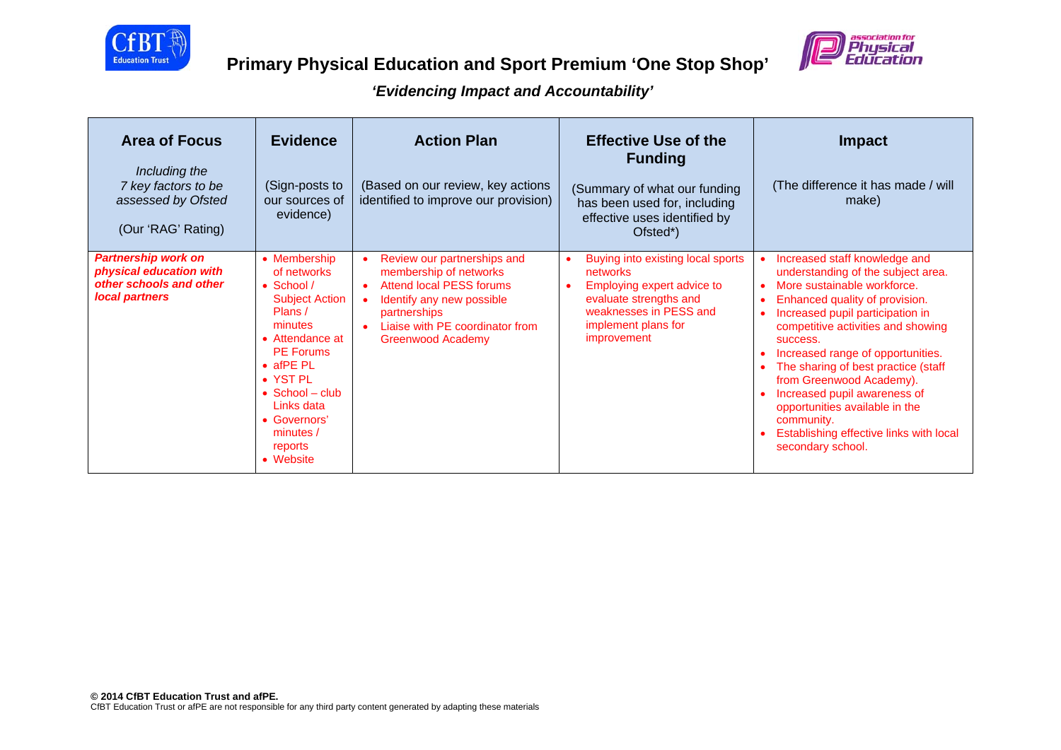# Primary Physical Education and Sport Premium 'One Stop Shop'

## *'Evidencing Impact and Accountability'*

| Area of Focus<br>*Including the 7 key factors to be assessed by Ofsted*<br>(Our 'RAG' Rating) | Evidence<br>(Sign-posts to our sources of evidence) | Action Plan<br>(Based on our review, key actions identified to improve our provision) | Effective Use of the Funding<br>(Summary of what our funding has been used for, including effective uses identified by Ofsted*) | Impact<br>(The difference it has made / will make) |
|---|---|---|---|---|
| ***Partnership work on physical education with other schools and other local partners*** | • Membership of networks<br>• School / Subject Action Plans / minutes<br>• Attendance at PE Forums<br>• afPE PL<br>• YST PL<br>• School – club Links data<br>• Governors' minutes / reports<br>• Website | • Review our partnerships and membership of networks<br>• Attend local PESS forums<br>• Identify any new possible partnerships<br>• Liaise with PE coordinator from Greenwood Academy | • Buying into existing local sports networks<br>• Employing expert advice to evaluate strengths and weaknesses in PESS and implement plans for improvement | • Increased staff knowledge and understanding of the subject area.<br>• More sustainable workforce.<br>• Enhanced quality of provision.<br>• Increased pupil participation in competitive activities and showing success.<br>• Increased range of opportunities.<br>• The sharing of best practice (staff from Greenwood Academy).<br>• Increased pupil awareness of opportunities available in the community.<br>• Establishing effective links with local secondary school. |

**© 2014 CfBT Education Trust and afPE.**
CfBT Education Trust or afPE are not responsible for any third party content generated by adapting these materials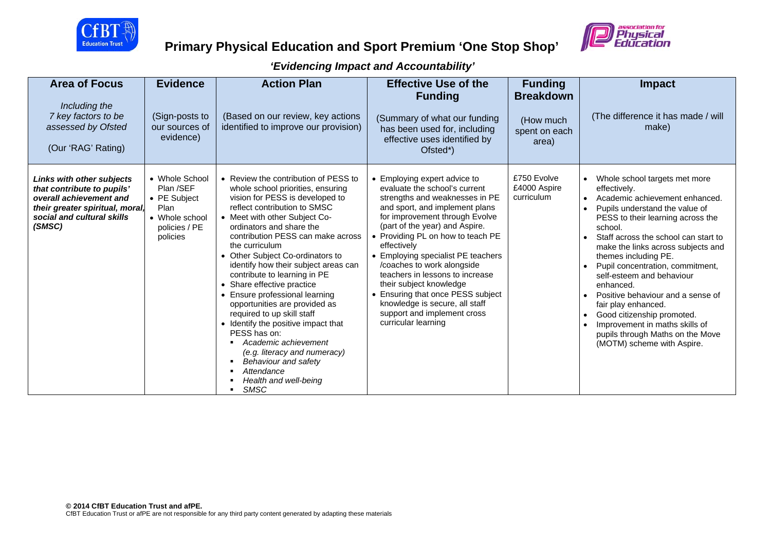# Primary Physical Education and Sport Premium 'One Stop Shop'

## *'Evidencing Impact and Accountability'*

| **Area of Focus**<br><br>*Including the 7 key factors to be assessed by Ofsted*<br><br>(Our 'RAG' Rating) | **Evidence**<br><br>(Sign-posts to our sources of evidence) | **Action Plan**<br><br>(Based on our review, key actions identified to improve our provision) | **Effective Use of the Funding**<br><br>(Summary of what our funding has been used for, including effective uses identified by Ofsted*) | **Funding Breakdown**<br><br>(How much spent on each area) | **Impact**<br><br>(The difference it has made / will make) |
|---|---|---|---|---|---|
| ***Links with other subjects that contribute to pupils' overall achievement and their greater spiritual, moral, social and cultural skills (SMSC)*** | • Whole School Plan /SEF<br>• PE Subject Plan<br>• Whole school policies / PE policies | • Review the contribution of PESS to whole school priorities, ensuring vision for PESS is developed to reflect contribution to SMSC<br>• Meet with other Subject Co-ordinators and share the contribution PESS can make across the curriculum<br>• Other Subject Co-ordinators to identify how their subject areas can contribute to learning in PE<br>• Share effective practice<br>• Ensure professional learning opportunities are provided as required to up skill staff<br>• Identify the positive impact that PESS has on:<br>▪ *Academic achievement (e.g. literacy and numeracy)*<br>▪ *Behaviour and safety*<br>▪ *Attendance*<br>▪ *Health and well-being*<br>▪ *SMSC* | • Employing expert advice to evaluate the school's current strengths and weaknesses in PE and sport, and implement plans for improvement through Evolve (part of the year) and Aspire.<br>• Providing PL on how to teach PE effectively<br>• Employing specialist PE teachers /coaches to work alongside teachers in lessons to increase their subject knowledge<br>• Ensuring that once PESS subject knowledge is secure, all staff support and implement cross curricular learning | £750 Evolve<br>£4000 Aspire curriculum | • Whole school targets met more effectively.<br>• Academic achievement enhanced.<br>• Pupils understand the value of PESS to their learning across the school.<br>• Staff across the school can start to make the links across subjects and themes including PE.<br>• Pupil concentration, commitment, self-esteem and behaviour enhanced.<br>• Positive behaviour and a sense of fair play enhanced.<br>• Good citizenship promoted.<br>• Improvement in maths skills of pupils through Maths on the Move (MOTM) scheme with Aspire. |

**© 2014 CfBT Education Trust and afPE.**
CfBT Education Trust or afPE are not responsible for any third party content generated by adapting these materials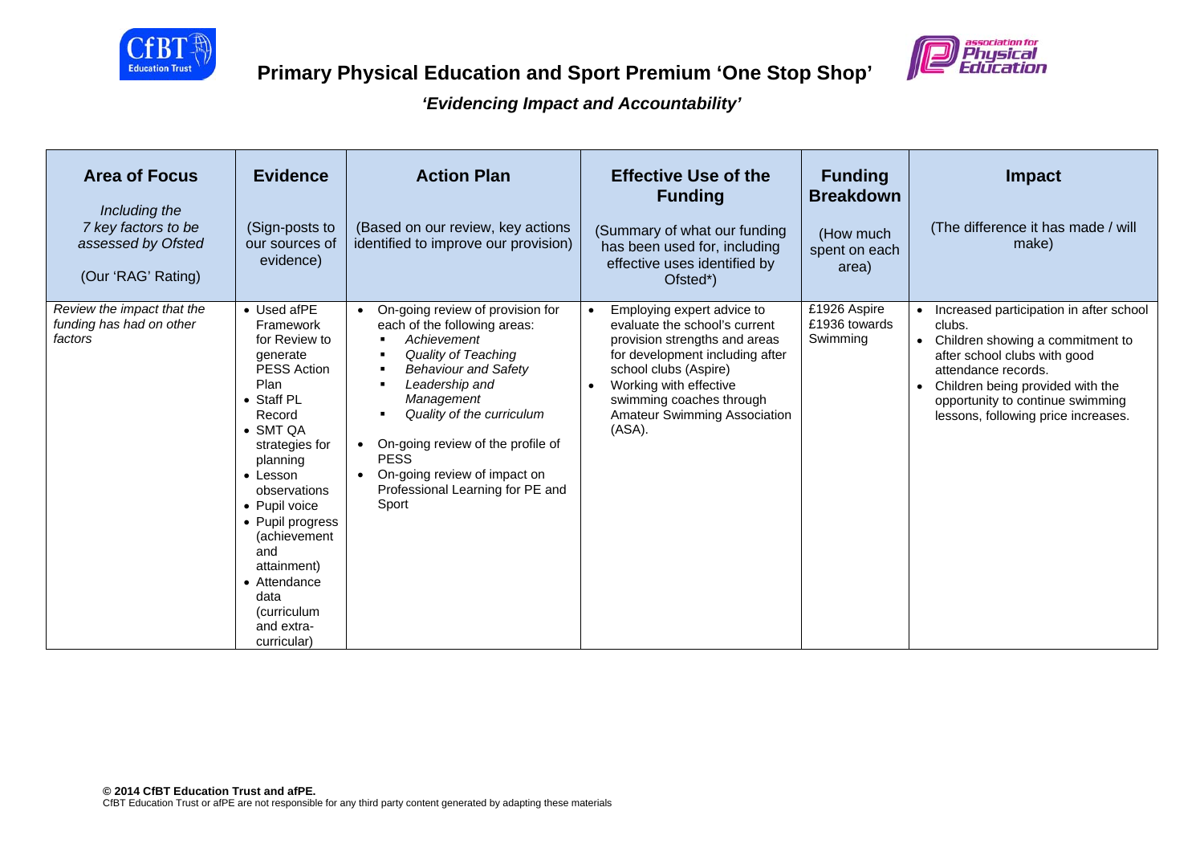# Primary Physical Education and Sport Premium 'One Stop Shop'

***'Evidencing Impact and Accountability'***

| **Area of Focus**<br><br>*Including the 7 key factors to be assessed by Ofsted*<br><br>(Our 'RAG' Rating) | **Evidence**<br><br>(Sign-posts to our sources of evidence) | **Action Plan**<br><br>(Based on our review, key actions identified to improve our provision) | **Effective Use of the Funding**<br><br>(Summary of what our funding has been used for, including effective uses identified by Ofsted*) | **Funding Breakdown**<br><br>(How much spent on each area) | **Impact**<br><br>(The difference it has made / will make) |
|---|---|---|---|---|---|
| *Review the impact that the funding has had on other factors* | • Used afPE Framework for Review to generate PESS Action Plan<br>• Staff PL Record<br>• SMT QA strategies for planning<br>• Lesson observations<br>• Pupil voice<br>• Pupil progress (achievement and attainment)<br>• Attendance data (curriculum and extra-curricular) | • On-going review of provision for each of the following areas:<br>▪ *Achievement*<br>▪ *Quality of Teaching*<br>▪ *Behaviour and Safety*<br>▪ *Leadership and Management*<br>▪ *Quality of the curriculum*<br><br>• On-going review of the profile of PESS<br>• On-going review of impact on Professional Learning for PE and Sport | • Employing expert advice to evaluate the school's current provision strengths and areas for development including after school clubs (Aspire)<br>• Working with effective swimming coaches through Amateur Swimming Association (ASA). | £1926 Aspire<br>£1936 towards Swimming | • Increased participation in after school clubs.<br>• Children showing a commitment to after school clubs with good attendance records.<br>• Children being provided with the opportunity to continue swimming lessons, following price increases. |

**© 2014 CfBT Education Trust and afPE.**
CfBT Education Trust or afPE are not responsible for any third party content generated by adapting these materials